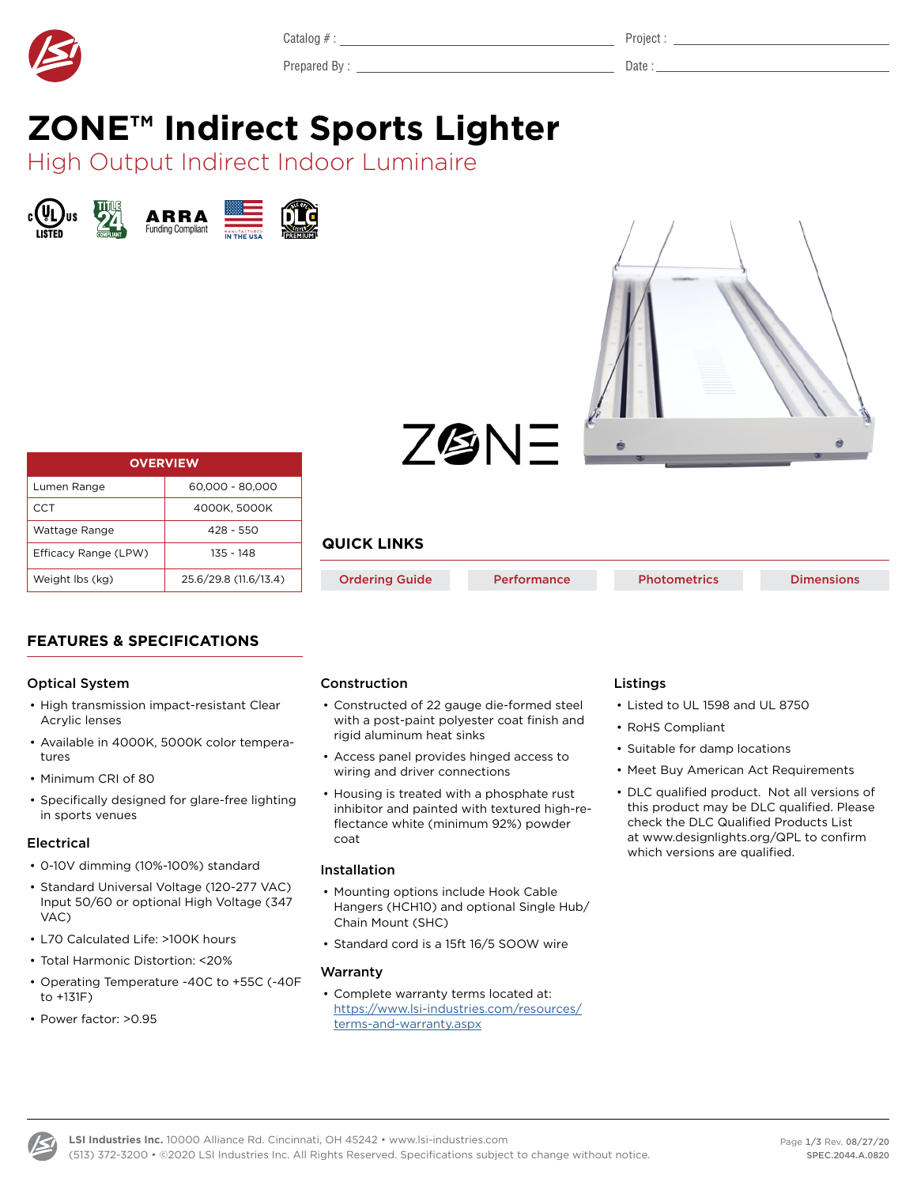Catalog # : ____________________ Project : ____________________

Prepared By : ____________________ Date : ____________________

# ZONE™ Indirect Sports Lighter

## High Output Indirect Indoor Luminaire

| OVERVIEW | |
|---|---|
| Lumen Range | 60,000 - 80,000 |
| CCT | 4000K, 5000K |
| Wattage Range | 428 - 550 |
| Efficacy Range (LPW) | 135 - 148 |
| Weight lbs (kg) | 25.6/29.8 (11.6/13.4) |

### QUICK LINKS

Ordering Guide | Performance | Photometrics | Dimensions

## FEATURES & SPECIFICATIONS

### Optical System

- High transmission impact-resistant Clear Acrylic lenses
- Available in 4000K, 5000K color temperatures
- Minimum CRI of 80
- Specifically designed for glare-free lighting in sports venues

### Electrical

- 0-10V dimming (10%-100%) standard
- Standard Universal Voltage (120-277 VAC) Input 50/60 or optional High Voltage (347 VAC)
- L70 Calculated Life: >100K hours
- Total Harmonic Distortion: <20%
- Operating Temperature -40C to +55C (-40F to +131F)
- Power factor: >0.95

### Construction

- Constructed of 22 gauge die-formed steel with a post-paint polyester coat finish and rigid aluminum heat sinks
- Access panel provides hinged access to wiring and driver connections
- Housing is treated with a phosphate rust inhibitor and painted with textured high-reflectance white (minimum 92%) powder coat

### Installation

- Mounting options include Hook Cable Hangers (HCH10) and optional Single Hub/ Chain Mount (SHC)
- Standard cord is a 15ft 16/5 SOOW wire

### Warranty

- Complete warranty terms located at: https://www.lsi-industries.com/resources/terms-and-warranty.aspx

### Listings

- Listed to UL 1598 and UL 8750
- RoHS Compliant
- Suitable for damp locations
- Meet Buy American Act Requirements
- DLC qualified product. Not all versions of this product may be DLC qualified. Please check the DLC Qualified Products List at www.designlights.org/QPL to confirm which versions are qualified.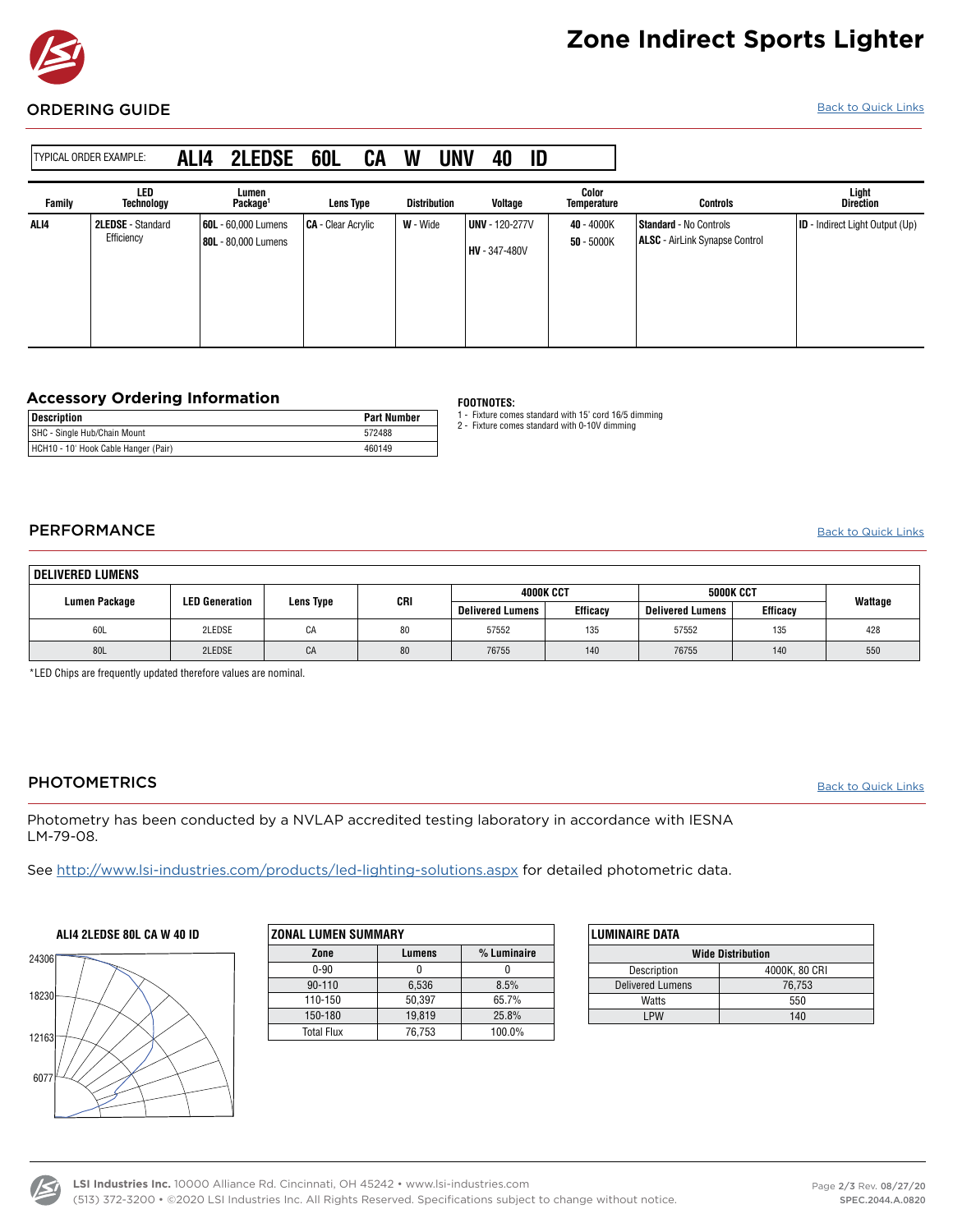# Zone Indirect Sports Lighter

## ORDERING GUIDE

Back to Quick Links

TYPICAL ORDER EXAMPLE: **ALI4 2LEDSE 60L CA W UNV 40 ID**

| Family | LED Technology | Lumen Package[1] | Lens Type | Distribution | Voltage | Color Temperature | Controls | Light Direction |
|---|---|---|---|---|---|---|---|---|
| **ALI4** | **2LEDSE** - Standard Efficiency | **60L** - 60,000 Lumens<br>**80L** - 80,000 Lumens | **CA** - Clear Acrylic | **W** - Wide | **UNV** - 120-277V<br>**HV** - 347-480V | **40** - 4000K<br>**50** - 5000K | **Standard** - No Controls<br>**ALSC** - AirLink Synapse Control | **ID** - Indirect Light Output (Up) |

### Accessory Ordering Information

| Description | Part Number |
|---|---|
| SHC - Single Hub/Chain Mount | 572488 |
| HCH10 - 10' Hook Cable Hanger (Pair) | 460149 |

**FOOTNOTES:**

1 - Fixture comes standard with 15' cord 16/5 dimming
2 - Fixture comes standard with 0-10V dimming

## PERFORMANCE

Back to Quick Links

**DELIVERED LUMENS**

| Lumen Package | LED Generation | Lens Type | CRI | 4000K CCT | | 5000K CCT | | Wattage |
|---|---|---|---|---|---|---|---|---|
| | | | | Delivered Lumens | Efficacy | Delivered Lumens | Efficacy | |
| 60L | 2LEDSE | CA | 80 | 57552 | 135 | 57552 | 135 | 428 |
| 80L | 2LEDSE | CA | 80 | 76755 | 140 | 76755 | 140 | 550 |

*LED Chips are frequently updated therefore values are nominal.

## PHOTOMETRICS

Back to Quick Links

Photometry has been conducted by a NVLAP accredited testing laboratory in accordance with IESNA LM-79-08.

See http://www.lsi-industries.com/products/led-lighting-solutions.aspx for detailed photometric data.

**ALI4 2LEDSE 80L CA W 40 ID**

(Polar candela plot; axis values: 24306, 18230, 12163, 6077)

**ZONAL LUMEN SUMMARY**

| Zone | Lumens | % Luminaire |
|---|---|---|
| 0-90 | 0 | 0 |
| 90-110 | 6,536 | 8.5% |
| 110-150 | 50,397 | 65.7% |
| 150-180 | 19,819 | 25.8% |
| Total Flux | 76,753 | 100.0% |

**LUMINAIRE DATA**

| Wide Distribution | |
|---|---|
| Description | 4000K, 80 CRI |
| Delivered Lumens | 76,753 |
| Watts | 550 |
| LPW | 140 |

**LSI Industries Inc.** 10000 Alliance Rd. Cincinnati, OH 45242 • www.lsi-industries.com
(513) 372-3200 • ©2020 LSI Industries Inc. All Rights Reserved. Specifications subject to change without notice.

Rev. 08/27/20
SPEC.2044.A.0820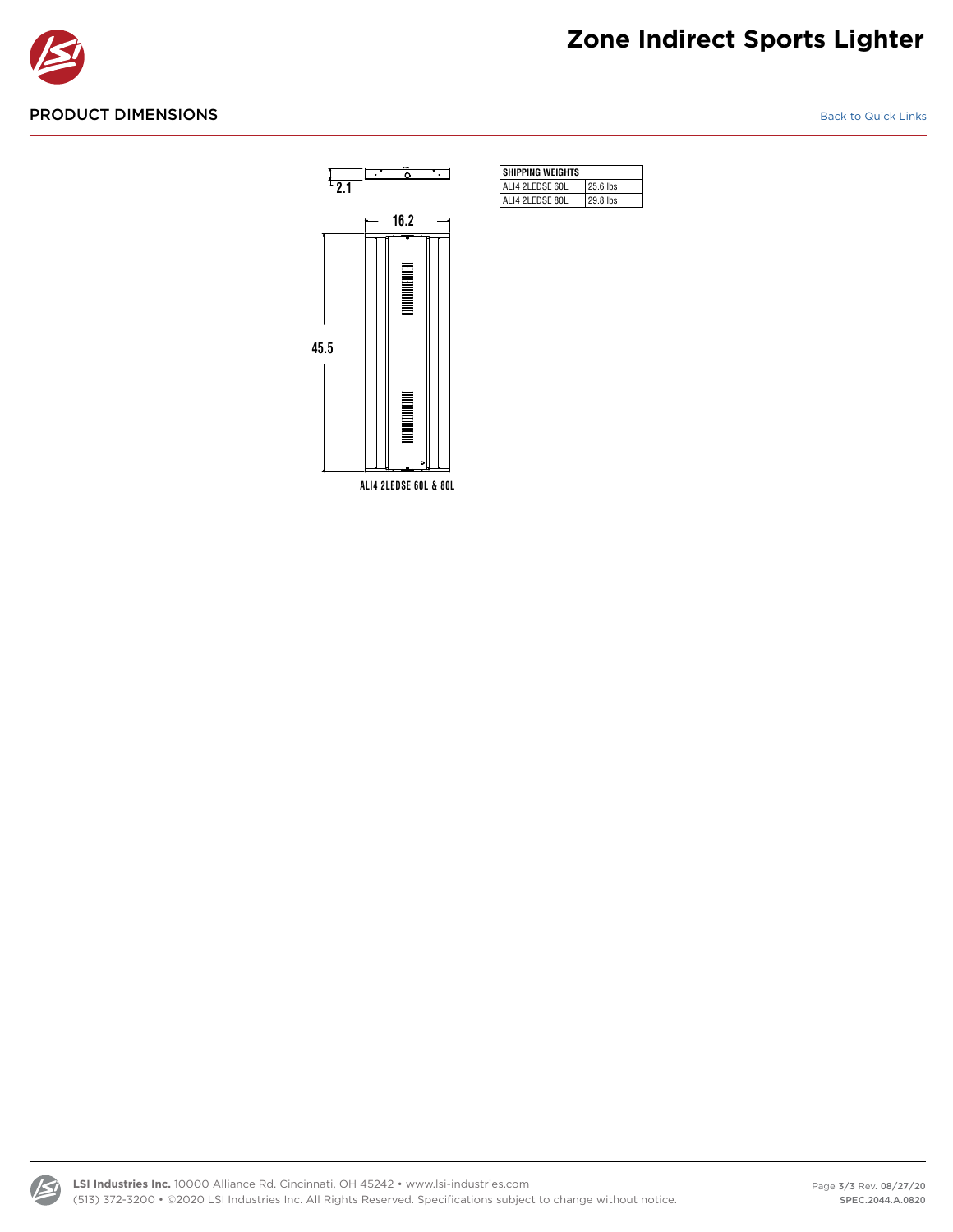# Zone Indirect Sports Lighter

## PRODUCT DIMENSIONS

Back to Quick Links

2.1

16.2

45.5

ALI4 2LEDSE 60L & 80L

| SHIPPING WEIGHTS | |
|---|---|
| ALI4 2LEDSE 60L | 25.6 lbs |
| ALI4 2LEDSE 80L | 29.8 lbs |

**LSI Industries Inc.** 10000 Alliance Rd. Cincinnati, OH 45242 • www.lsi-industries.com
(513) 372-3200 • ©2020 LSI Industries Inc. All Rights Reserved. Specifications subject to change without notice.

Rev. **08/27/20**
**SPEC.2044.A.0820**